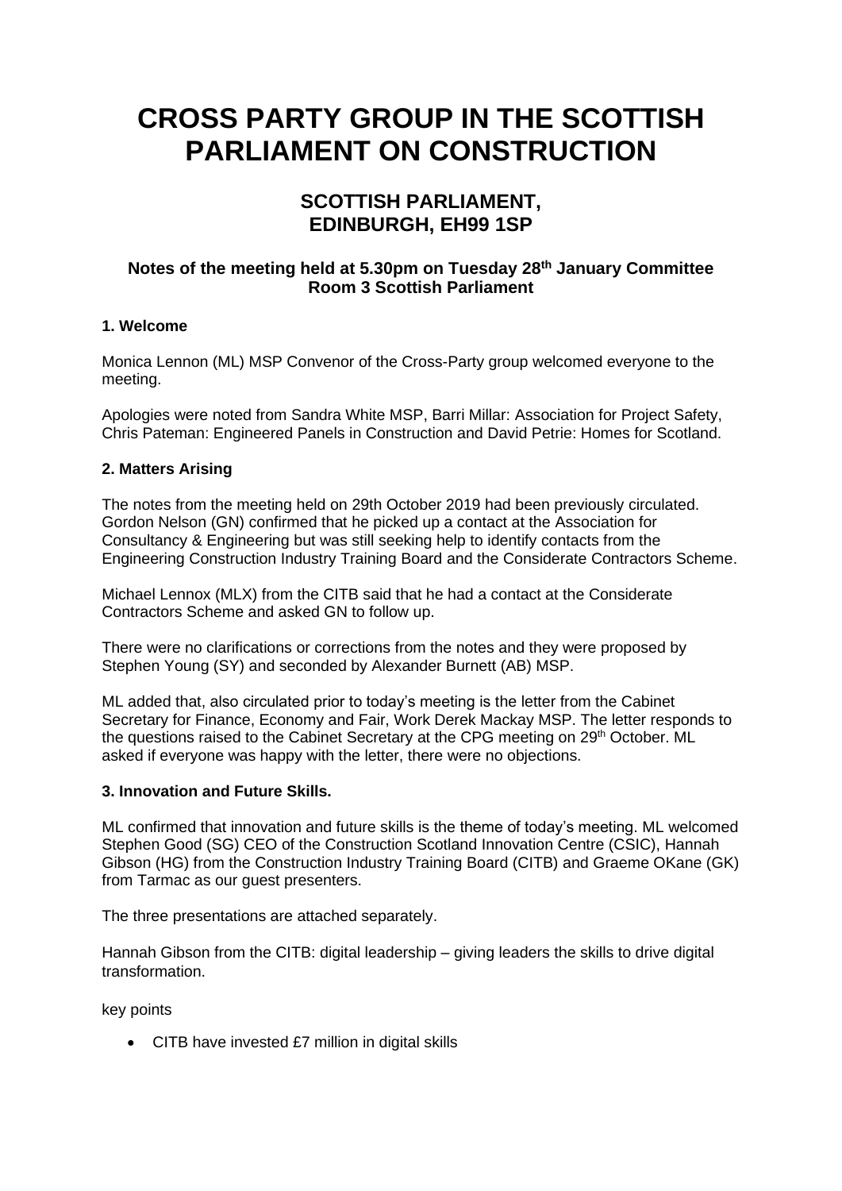# CROSS PARTY GROUP IN THE SCOTTISH PARLIAMENT ON CONSTRUCTION

## SCOTTISH PARLIAMENT, EDINBURGH, EH99 1SP

### Notes of the meeting held at 5.30pm on Tuesday 28th January Committee Room 3 Scottish Parliament

**1. Welcome**

Monica Lennon (ML) MSP Convenor of the Cross-Party group welcomed everyone to the meeting.

Apologies were noted from Sandra White MSP, Barri Millar: Association for Project Safety, Chris Pateman: Engineered Panels in Construction and David Petrie: Homes for Scotland.

**2. Matters Arising**

The notes from the meeting held on 29th October 2019 had been previously circulated. Gordon Nelson (GN) confirmed that he picked up a contact at the Association for Consultancy & Engineering but was still seeking help to identify contacts from the Engineering Construction Industry Training Board and the Considerate Contractors Scheme.

Michael Lennox (MLX) from the CITB said that he had a contact at the Considerate Contractors Scheme and asked GN to follow up.

There were no clarifications or corrections from the notes and they were proposed by Stephen Young (SY) and seconded by Alexander Burnett (AB) MSP.

ML added that, also circulated prior to today's meeting is the letter from the Cabinet Secretary for Finance, Economy and Fair, Work Derek Mackay MSP. The letter responds to the questions raised to the Cabinet Secretary at the CPG meeting on 29th October. ML asked if everyone was happy with the letter, there were no objections.

**3. Innovation and Future Skills.**

ML confirmed that innovation and future skills is the theme of today's meeting. ML welcomed Stephen Good (SG) CEO of the Construction Scotland Innovation Centre (CSIC), Hannah Gibson (HG) from the Construction Industry Training Board (CITB) and Graeme OKane (GK) from Tarmac as our guest presenters.

The three presentations are attached separately.

Hannah Gibson from the CITB: digital leadership – giving leaders the skills to drive digital transformation.

key points

- CITB have invested £7 million in digital skills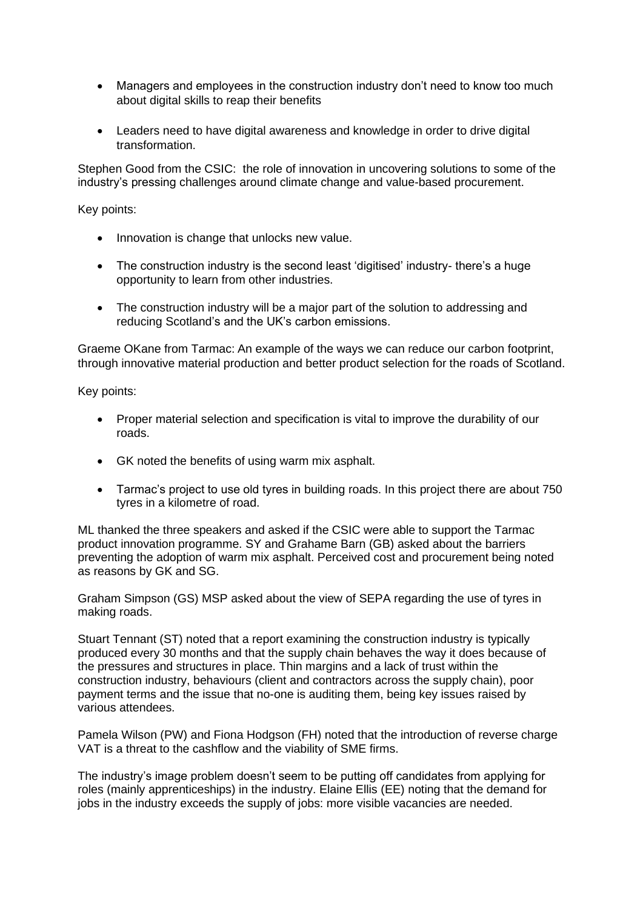- Managers and employees in the construction industry don't need to know too much about digital skills to reap their benefits

- Leaders need to have digital awareness and knowledge in order to drive digital transformation.

Stephen Good from the CSIC: the role of innovation in uncovering solutions to some of the industry's pressing challenges around climate change and value-based procurement.

Key points:

- Innovation is change that unlocks new value.

- The construction industry is the second least 'digitised' industry- there's a huge opportunity to learn from other industries.

- The construction industry will be a major part of the solution to addressing and reducing Scotland's and the UK's carbon emissions.

Graeme OKane from Tarmac: An example of the ways we can reduce our carbon footprint, through innovative material production and better product selection for the roads of Scotland.

Key points:

- Proper material selection and specification is vital to improve the durability of our roads.

- GK noted the benefits of using warm mix asphalt.

- Tarmac's project to use old tyres in building roads. In this project there are about 750 tyres in a kilometre of road.

ML thanked the three speakers and asked if the CSIC were able to support the Tarmac product innovation programme. SY and Grahame Barn (GB) asked about the barriers preventing the adoption of warm mix asphalt. Perceived cost and procurement being noted as reasons by GK and SG.

Graham Simpson (GS) MSP asked about the view of SEPA regarding the use of tyres in making roads.

Stuart Tennant (ST) noted that a report examining the construction industry is typically produced every 30 months and that the supply chain behaves the way it does because of the pressures and structures in place. Thin margins and a lack of trust within the construction industry, behaviours (client and contractors across the supply chain), poor payment terms and the issue that no-one is auditing them, being key issues raised by various attendees.

Pamela Wilson (PW) and Fiona Hodgson (FH) noted that the introduction of reverse charge VAT is a threat to the cashflow and the viability of SME firms.

The industry's image problem doesn't seem to be putting off candidates from applying for roles (mainly apprenticeships) in the industry. Elaine Ellis (EE) noting that the demand for jobs in the industry exceeds the supply of jobs: more visible vacancies are needed.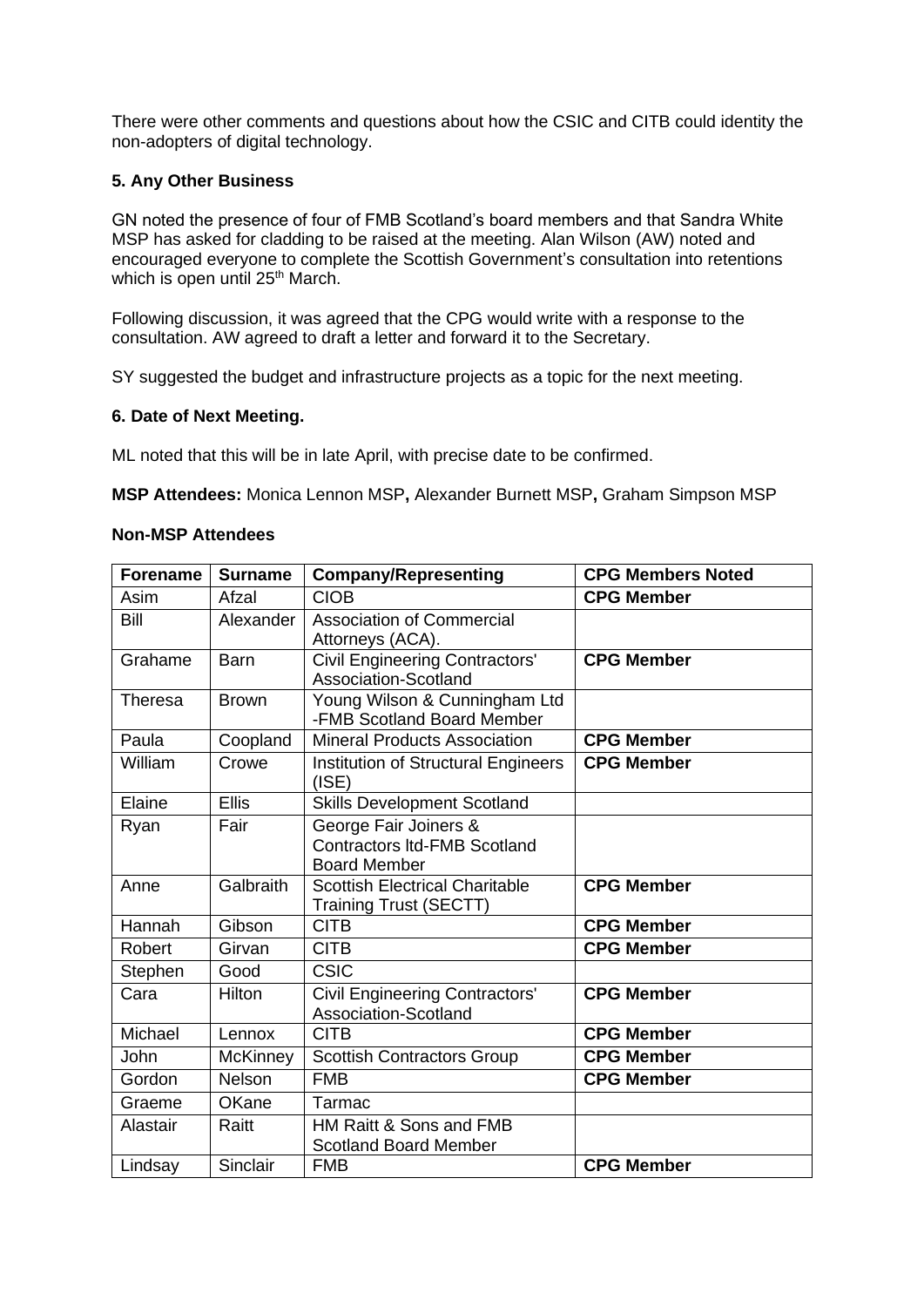There were other comments and questions about how the CSIC and CITB could identity the non-adopters of digital technology.

**5. Any Other Business**

GN noted the presence of four of FMB Scotland's board members and that Sandra White MSP has asked for cladding to be raised at the meeting. Alan Wilson (AW) noted and encouraged everyone to complete the Scottish Government's consultation into retentions which is open until 25th March.

Following discussion, it was agreed that the CPG would write with a response to the consultation. AW agreed to draft a letter and forward it to the Secretary.

SY suggested the budget and infrastructure projects as a topic for the next meeting.

**6. Date of Next Meeting.**

ML noted that this will be in late April, with precise date to be confirmed.

**MSP Attendees:** Monica Lennon MSP**,** Alexander Burnett MSP**,** Graham Simpson MSP

**Non-MSP Attendees**

| Forename | Surname | Company/Representing | CPG Members Noted |
|---|---|---|---|
| Asim | Afzal | CIOB | **CPG Member** |
| Bill | Alexander | Association of Commercial Attorneys (ACA). | |
| Grahame | Barn | Civil Engineering Contractors' Association-Scotland | **CPG Member** |
| Theresa | Brown | Young Wilson & Cunningham Ltd -FMB Scotland Board Member | |
| Paula | Coopland | Mineral Products Association | **CPG Member** |
| William | Crowe | Institution of Structural Engineers (ISE) | **CPG Member** |
| Elaine | Ellis | Skills Development Scotland | |
| Ryan | Fair | George Fair Joiners & Contractors ltd-FMB Scotland Board Member | |
| Anne | Galbraith | Scottish Electrical Charitable Training Trust (SECTT) | **CPG Member** |
| Hannah | Gibson | CITB | **CPG Member** |
| Robert | Girvan | CITB | **CPG Member** |
| Stephen | Good | CSIC | |
| Cara | Hilton | Civil Engineering Contractors' Association-Scotland | **CPG Member** |
| Michael | Lennox | CITB | **CPG Member** |
| John | McKinney | Scottish Contractors Group | **CPG Member** |
| Gordon | Nelson | FMB | **CPG Member** |
| Graeme | OKane | Tarmac | |
| Alastair | Raitt | HM Raitt & Sons and FMB Scotland Board Member | |
| Lindsay | Sinclair | FMB | **CPG Member** |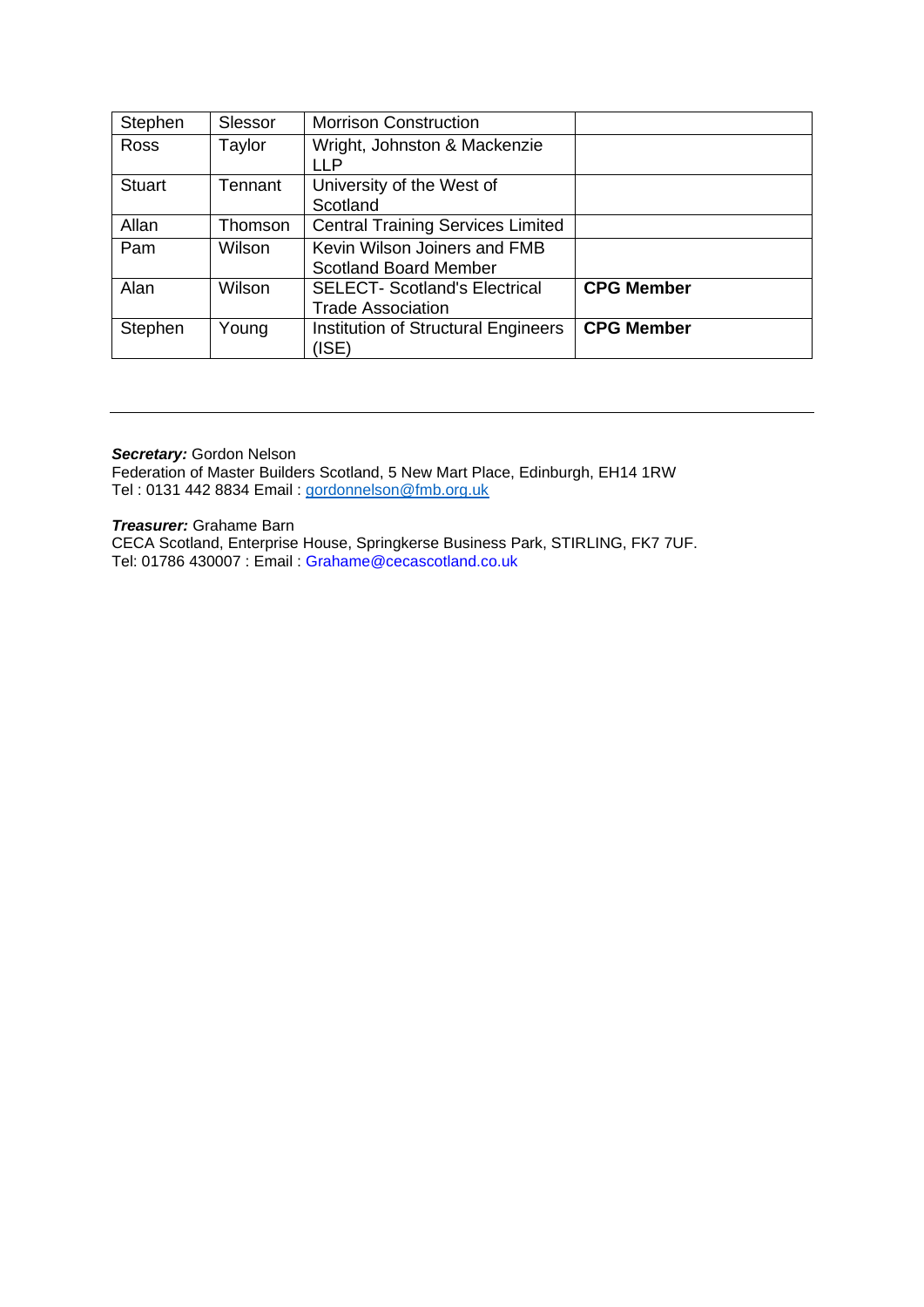| | | | |
|---|---|---|---|
| Stephen | Slessor | Morrison Construction | |
| Ross | Taylor | Wright, Johnston & Mackenzie LLP | |
| Stuart | Tennant | University of the West of Scotland | |
| Allan | Thomson | Central Training Services Limited | |
| Pam | Wilson | Kevin Wilson Joiners and FMB Scotland Board Member | |
| Alan | Wilson | SELECT- Scotland's Electrical Trade Association | **CPG Member** |
| Stephen | Young | Institution of Structural Engineers (ISE) | **CPG Member** |

---

***Secretary:*** Gordon Nelson
Federation of Master Builders Scotland, 5 New Mart Place, Edinburgh, EH14 1RW
Tel : 0131 442 8834 Email : gordonnelson@fmb.org.uk

***Treasurer:*** Grahame Barn
CECA Scotland, Enterprise House, Springkerse Business Park, STIRLING, FK7 7UF.
Tel: 01786 430007 : Email : Grahame@cecascotland.co.uk